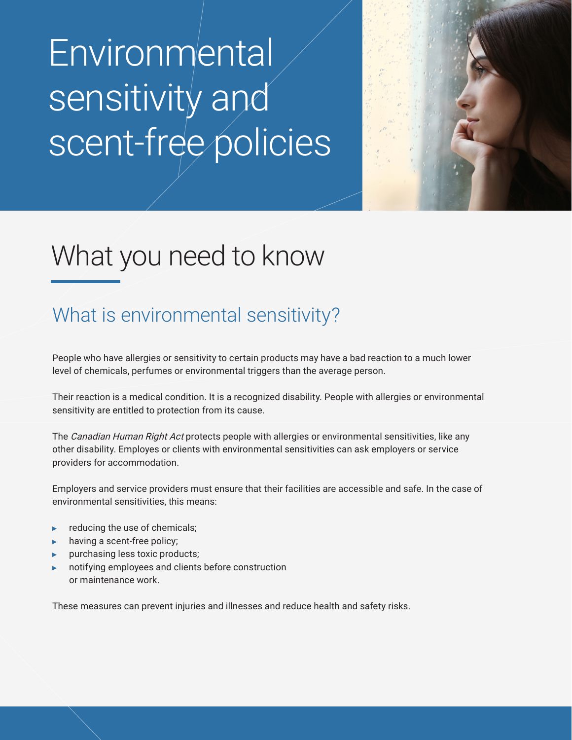# Environmental sensitivity and scent-free policies

## What you need to know

### What is environmental sensitivity?

People who have allergies or sensitivity to certain products may have a bad reaction to a much lower level of chemicals, perfumes or environmental triggers than the average person.

Their reaction is a medical condition. It is a recognized disability. People with allergies or environmental sensitivity are entitled to protection from its cause.

The *Canadian Human Right Act* protects people with allergies or environmental sensitivities, like any other disability. Employes or clients with environmental sensitivities can ask employers or service providers for accommodation.

Employers and service providers must ensure that their facilities are accessible and safe. In the case of environmental sensitivities, this means:

- reducing the use of chemicals;
- having a scent-free policy;
- purchasing less toxic products;
- notifying employees and clients before construction or maintenance work.

These measures can prevent injuries and illnesses and reduce health and safety risks.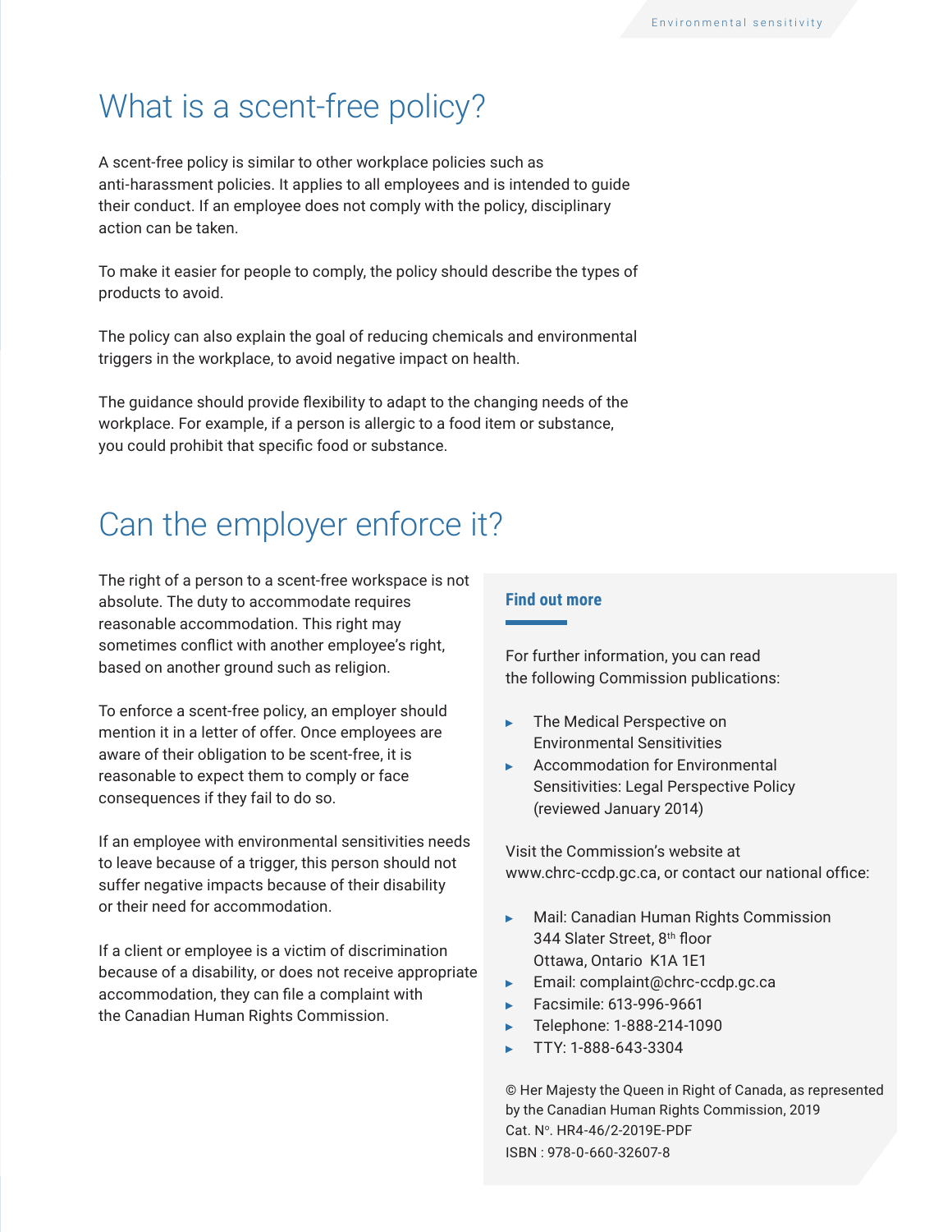# What is a scent-free policy?

A scent-free policy is similar to other workplace policies such as anti-harassment policies. It applies to all employees and is intended to guide their conduct. If an employee does not comply with the policy, disciplinary action can be taken.

To make it easier for people to comply, the policy should describe the types of products to avoid.

The policy can also explain the goal of reducing chemicals and environmental triggers in the workplace, to avoid negative impact on health.

The guidance should provide flexibility to adapt to the changing needs of the workplace. For example, if a person is allergic to a food item or substance, you could prohibit that specific food or substance.

# Can the employer enforce it?

The right of a person to a scent-free workspace is not absolute. The duty to accommodate requires reasonable accommodation. This right may sometimes conflict with another employee's right, based on another ground such as religion.

To enforce a scent-free policy, an employer should mention it in a letter of offer. Once employees are aware of their obligation to be scent-free, it is reasonable to expect them to comply or face consequences if they fail to do so.

If an employee with environmental sensitivities needs to leave because of a trigger, this person should not suffer negative impacts because of their disability or their need for accommodation.

If a client or employee is a victim of discrimination because of a disability, or does not receive appropriate accommodation, they can file a complaint with the Canadian Human Rights Commission.

## Find out more

For further information, you can read the following Commission publications:

- The Medical Perspective on Environmental Sensitivities
- Accommodation for Environmental Sensitivities: Legal Perspective Policy (reviewed January 2014)

Visit the Commission's website at www.chrc-ccdp.gc.ca, or contact our national office:

- Mail: Canadian Human Rights Commission
  344 Slater Street, 8th floor
  Ottawa, Ontario K1A 1E1
- Email: complaint@chrc-ccdp.gc.ca
- Facsimile: 613-996-9661
- Telephone: 1-888-214-1090
- TTY: 1-888-643-3304

© Her Majesty the Queen in Right of Canada, as represented by the Canadian Human Rights Commission, 2019
Cat. No. HR4-46/2-2019E-PDF
ISBN : 978-0-660-32607-8